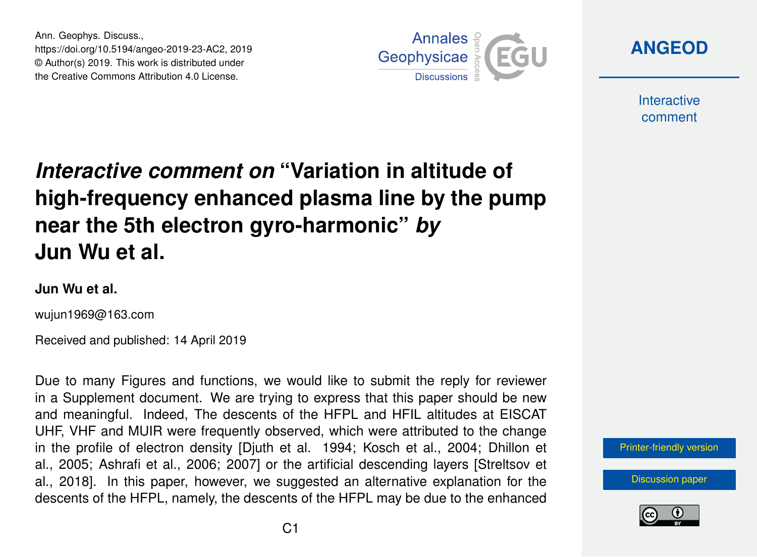# *Interactive comment on* "Variation in altitude of high-frequency enhanced plasma line by the pump near the 5th electron gyro-harmonic" *by* Jun Wu et al.

**Jun Wu et al.**

wujun1969@163.com

Received and published: 14 April 2019

Due to many Figures and functions, we would like to submit the reply for reviewer in a Supplement document. We are trying to express that this paper should be new and meaningful. Indeed, The descents of the HFPL and HFIL altitudes at EISCAT UHF, VHF and MUIR were frequently observed, which were attributed to the change in the profile of electron density [Djuth et al. 1994; Kosch et al., 2004; Dhillon et al., 2005; Ashrafi et al., 2006; 2007] or the artificial descending layers [Streltsov et al., 2018]. In this paper, however, we suggested an alternative explanation for the descents of the HFPL, namely, the descents of the HFPL may be due to the enhanced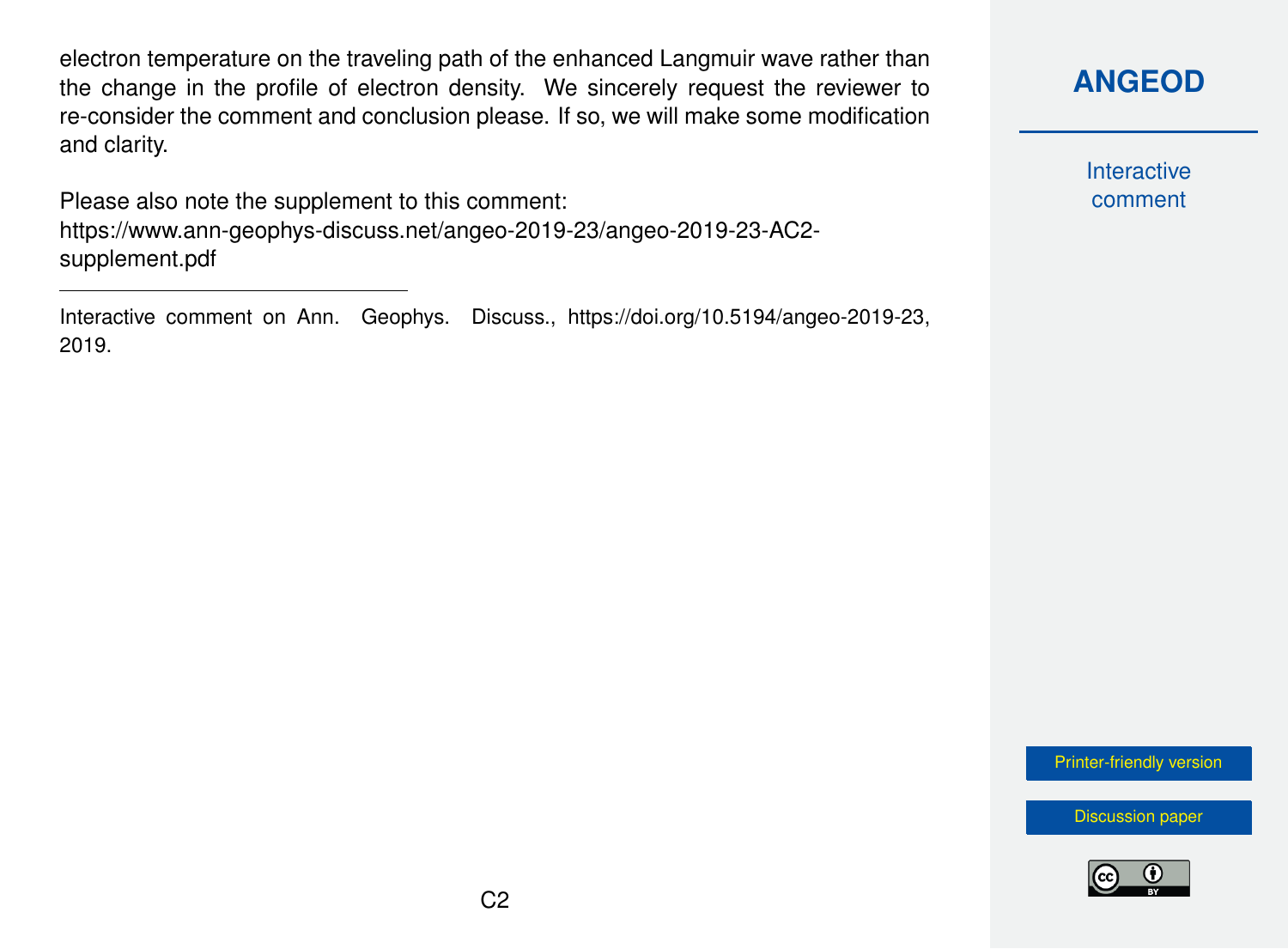electron temperature on the traveling path of the enhanced Langmuir wave rather than the change in the profile of electron density. We sincerely request the reviewer to re-consider the comment and conclusion please. If so, we will make some modification and clarity.

Please also note the supplement to this comment:
https://www.ann-geophys-discuss.net/angeo-2019-23/angeo-2019-23-AC2-supplement.pdf

---

Interactive comment on Ann. Geophys. Discuss., https://doi.org/10.5194/angeo-2019-23, 2019.